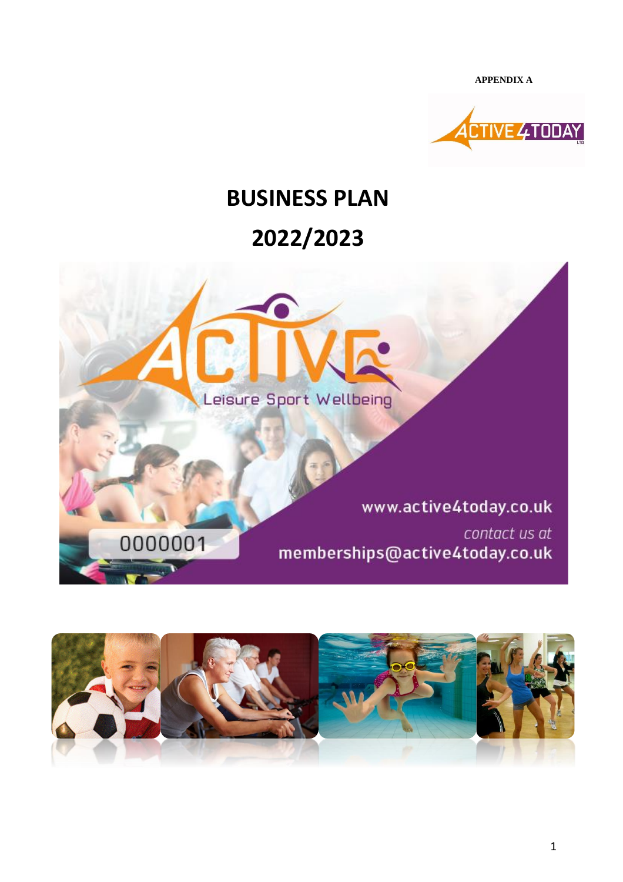**APPENDIX A**

# BUSINESS PLAN

# 2022/2023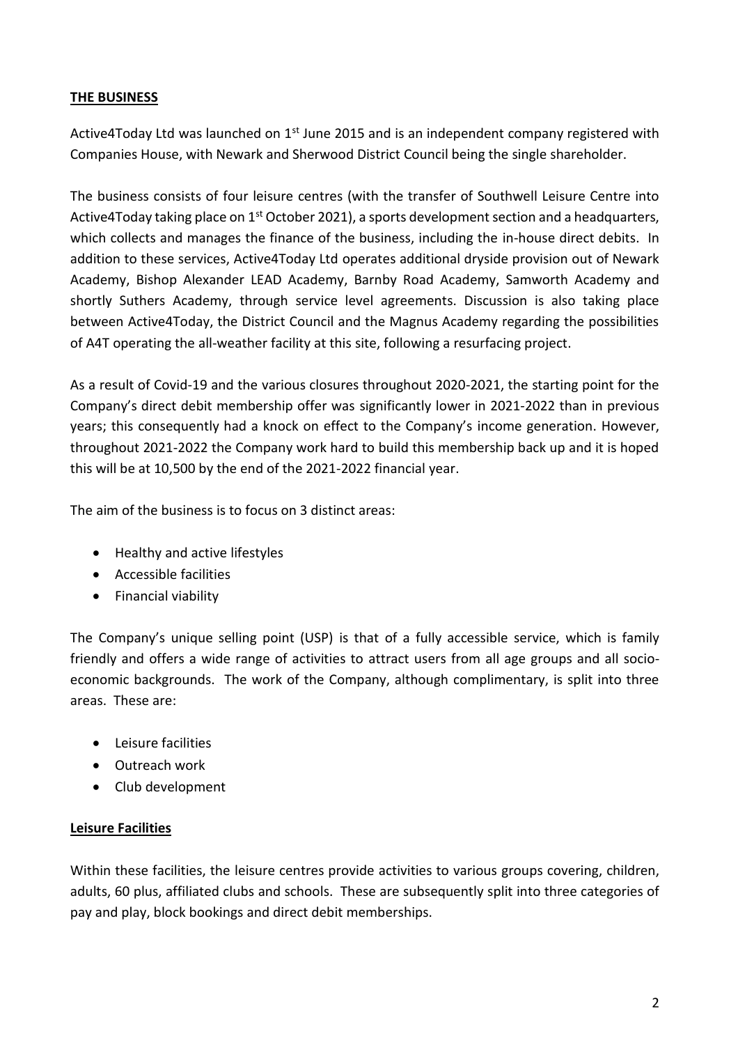## THE BUSINESS

Active4Today Ltd was launched on 1st June 2015 and is an independent company registered with Companies House, with Newark and Sherwood District Council being the single shareholder.

The business consists of four leisure centres (with the transfer of Southwell Leisure Centre into Active4Today taking place on 1st October 2021), a sports development section and a headquarters, which collects and manages the finance of the business, including the in-house direct debits. In addition to these services, Active4Today Ltd operates additional dryside provision out of Newark Academy, Bishop Alexander LEAD Academy, Barnby Road Academy, Samworth Academy and shortly Suthers Academy, through service level agreements. Discussion is also taking place between Active4Today, the District Council and the Magnus Academy regarding the possibilities of A4T operating the all-weather facility at this site, following a resurfacing project.

As a result of Covid-19 and the various closures throughout 2020-2021, the starting point for the Company's direct debit membership offer was significantly lower in 2021-2022 than in previous years; this consequently had a knock on effect to the Company's income generation. However, throughout 2021-2022 the Company work hard to build this membership back up and it is hoped this will be at 10,500 by the end of the 2021-2022 financial year.

The aim of the business is to focus on 3 distinct areas:

- Healthy and active lifestyles
- Accessible facilities
- Financial viability

The Company's unique selling point (USP) is that of a fully accessible service, which is family friendly and offers a wide range of activities to attract users from all age groups and all socio-economic backgrounds. The work of the Company, although complimentary, is split into three areas. These are:

- Leisure facilities
- Outreach work
- Club development

### Leisure Facilities

Within these facilities, the leisure centres provide activities to various groups covering, children, adults, 60 plus, affiliated clubs and schools. These are subsequently split into three categories of pay and play, block bookings and direct debit memberships.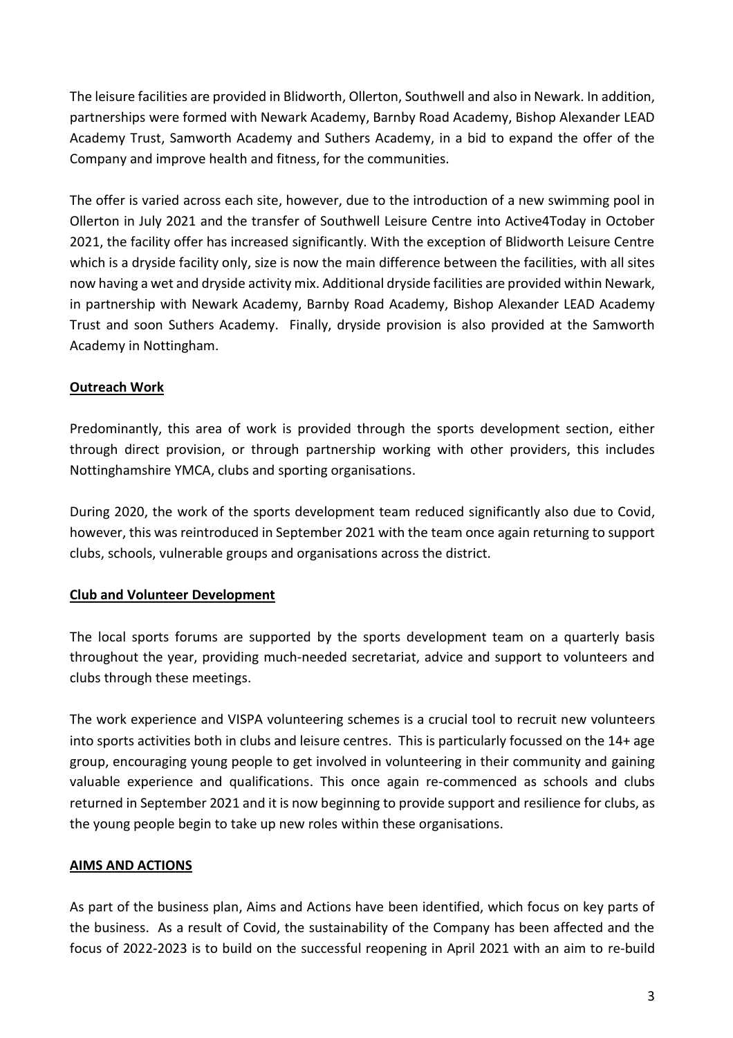The leisure facilities are provided in Blidworth, Ollerton, Southwell and also in Newark. In addition, partnerships were formed with Newark Academy, Barnby Road Academy, Bishop Alexander LEAD Academy Trust, Samworth Academy and Suthers Academy, in a bid to expand the offer of the Company and improve health and fitness, for the communities.

The offer is varied across each site, however, due to the introduction of a new swimming pool in Ollerton in July 2021 and the transfer of Southwell Leisure Centre into Active4Today in October 2021, the facility offer has increased significantly. With the exception of Blidworth Leisure Centre which is a dryside facility only, size is now the main difference between the facilities, with all sites now having a wet and dryside activity mix. Additional dryside facilities are provided within Newark, in partnership with Newark Academy, Barnby Road Academy, Bishop Alexander LEAD Academy Trust and soon Suthers Academy. Finally, dryside provision is also provided at the Samworth Academy in Nottingham.

**Outreach Work**

Predominantly, this area of work is provided through the sports development section, either through direct provision, or through partnership working with other providers, this includes Nottinghamshire YMCA, clubs and sporting organisations.

During 2020, the work of the sports development team reduced significantly also due to Covid, however, this was reintroduced in September 2021 with the team once again returning to support clubs, schools, vulnerable groups and organisations across the district.

**Club and Volunteer Development**

The local sports forums are supported by the sports development team on a quarterly basis throughout the year, providing much-needed secretariat, advice and support to volunteers and clubs through these meetings.

The work experience and VISPA volunteering schemes is a crucial tool to recruit new volunteers into sports activities both in clubs and leisure centres. This is particularly focussed on the 14+ age group, encouraging young people to get involved in volunteering in their community and gaining valuable experience and qualifications. This once again re-commenced as schools and clubs returned in September 2021 and it is now beginning to provide support and resilience for clubs, as the young people begin to take up new roles within these organisations.

**AIMS AND ACTIONS**

As part of the business plan, Aims and Actions have been identified, which focus on key parts of the business. As a result of Covid, the sustainability of the Company has been affected and the focus of 2022-2023 is to build on the successful reopening in April 2021 with an aim to re-build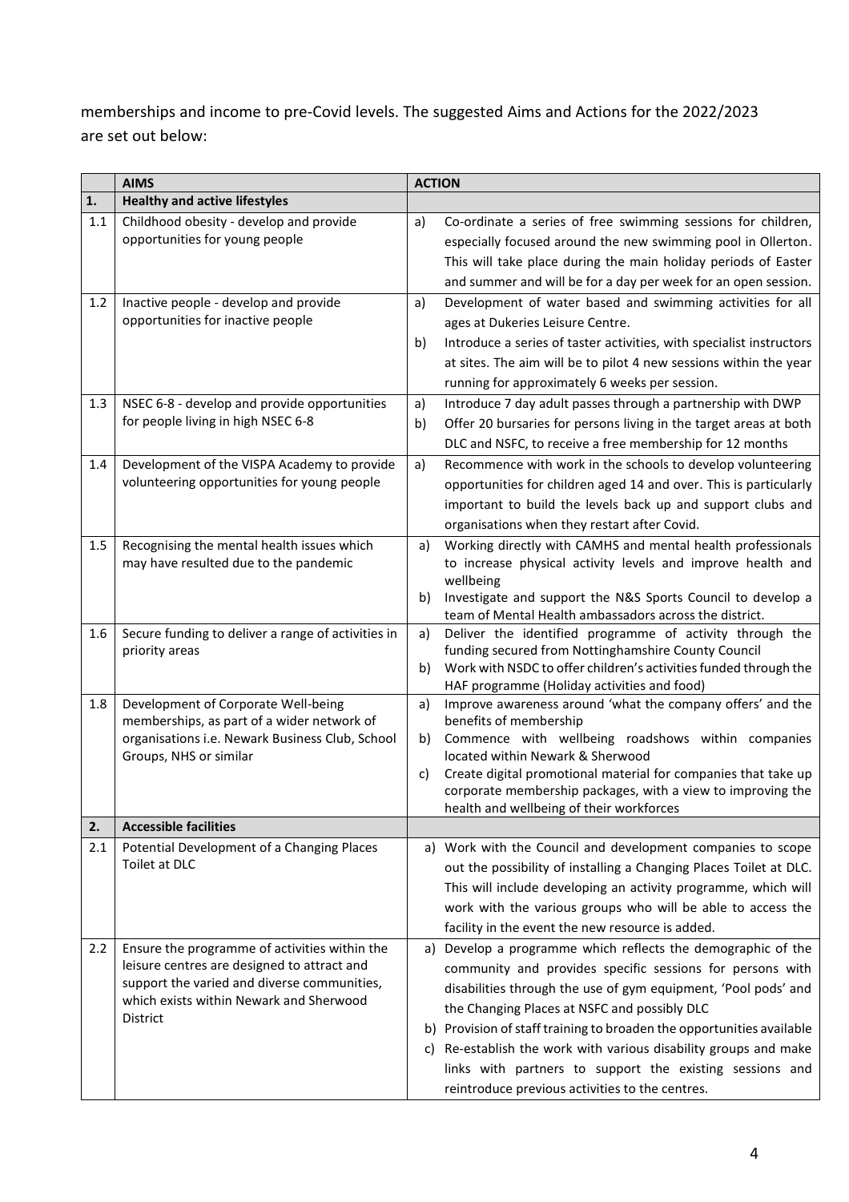memberships and income to pre-Covid levels. The suggested Aims and Actions for the 2022/2023 are set out below:

| | AIMS | ACTION |
|---|---|---|
| **1.** | **Healthy and active lifestyles** | |
| 1.1 | Childhood obesity - develop and provide opportunities for young people | a) Co-ordinate a series of free swimming sessions for children, especially focused around the new swimming pool in Ollerton. This will take place during the main holiday periods of Easter and summer and will be for a day per week for an open session. |
| 1.2 | Inactive people - develop and provide opportunities for inactive people | a) Development of water based and swimming activities for all ages at Dukeries Leisure Centre.<br>b) Introduce a series of taster activities, with specialist instructors at sites. The aim will be to pilot 4 new sessions within the year running for approximately 6 weeks per session. |
| 1.3 | NSEC 6-8 - develop and provide opportunities for people living in high NSEC 6-8 | a) Introduce 7 day adult passes through a partnership with DWP<br>b) Offer 20 bursaries for persons living in the target areas at both DLC and NSFC, to receive a free membership for 12 months |
| 1.4 | Development of the VISPA Academy to provide volunteering opportunities for young people | a) Recommence with work in the schools to develop volunteering opportunities for children aged 14 and over. This is particularly important to build the levels back up and support clubs and organisations when they restart after Covid. |
| 1.5 | Recognising the mental health issues which may have resulted due to the pandemic | a) Working directly with CAMHS and mental health professionals to increase physical activity levels and improve health and wellbeing<br>b) Investigate and support the N&S Sports Council to develop a team of Mental Health ambassadors across the district. |
| 1.6 | Secure funding to deliver a range of activities in priority areas | a) Deliver the identified programme of activity through the funding secured from Nottinghamshire County Council<br>b) Work with NSDC to offer children's activities funded through the HAF programme (Holiday activities and food) |
| 1.8 | Development of Corporate Well-being memberships, as part of a wider network of organisations i.e. Newark Business Club, School Groups, NHS or similar | a) Improve awareness around 'what the company offers' and the benefits of membership<br>b) Commence with wellbeing roadshows within companies located within Newark & Sherwood<br>c) Create digital promotional material for companies that take up corporate membership packages, with a view to improving the health and wellbeing of their workforces |
| **2.** | **Accessible facilities** | |
| 2.1 | Potential Development of a Changing Places Toilet at DLC | a) Work with the Council and development companies to scope out the possibility of installing a Changing Places Toilet at DLC. This will include developing an activity programme, which will work with the various groups who will be able to access the facility in the event the new resource is added. |
| 2.2 | Ensure the programme of activities within the leisure centres are designed to attract and support the varied and diverse communities, which exists within Newark and Sherwood District | a) Develop a programme which reflects the demographic of the community and provides specific sessions for persons with disabilities through the use of gym equipment, 'Pool pods' and the Changing Places at NSFC and possibly DLC<br>b) Provision of staff training to broaden the opportunities available<br>c) Re-establish the work with various disability groups and make links with partners to support the existing sessions and reintroduce previous activities to the centres. |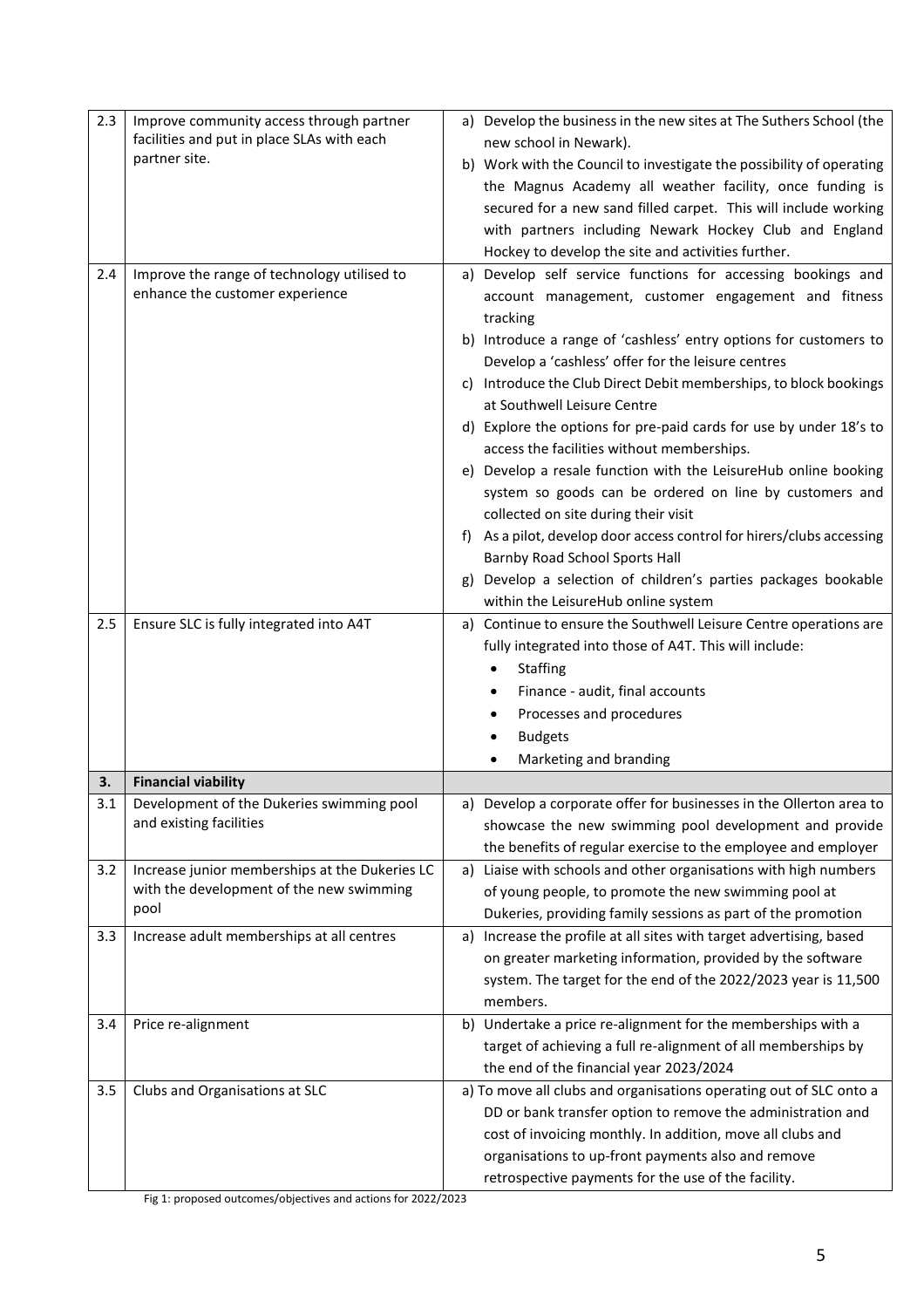| | | |
|---|---|---|
| 2.3 | Improve community access through partner facilities and put in place SLAs with each partner site. | a) Develop the business in the new sites at The Suthers School (the new school in Newark).<br>b) Work with the Council to investigate the possibility of operating the Magnus Academy all weather facility, once funding is secured for a new sand filled carpet. This will include working with partners including Newark Hockey Club and England Hockey to develop the site and activities further. |
| 2.4 | Improve the range of technology utilised to enhance the customer experience | a) Develop self service functions for accessing bookings and account management, customer engagement and fitness tracking<br>b) Introduce a range of 'cashless' entry options for customers to Develop a 'cashless' offer for the leisure centres<br>c) Introduce the Club Direct Debit memberships, to block bookings at Southwell Leisure Centre<br>d) Explore the options for pre-paid cards for use by under 18's to access the facilities without memberships.<br>e) Develop a resale function with the LeisureHub online booking system so goods can be ordered on line by customers and collected on site during their visit<br>f) As a pilot, develop door access control for hirers/clubs accessing Barnby Road School Sports Hall<br>g) Develop a selection of children's parties packages bookable within the LeisureHub online system |
| 2.5 | Ensure SLC is fully integrated into A4T | a) Continue to ensure the Southwell Leisure Centre operations are fully integrated into those of A4T. This will include:<br>• Staffing<br>• Finance - audit, final accounts<br>• Processes and procedures<br>• Budgets<br>• Marketing and branding |
| **3.** | **Financial viability** | |
| 3.1 | Development of the Dukeries swimming pool and existing facilities | a) Develop a corporate offer for businesses in the Ollerton area to showcase the new swimming pool development and provide the benefits of regular exercise to the employee and employer |
| 3.2 | Increase junior memberships at the Dukeries LC with the development of the new swimming pool | a) Liaise with schools and other organisations with high numbers of young people, to promote the new swimming pool at Dukeries, providing family sessions as part of the promotion |
| 3.3 | Increase adult memberships at all centres | a) Increase the profile at all sites with target advertising, based on greater marketing information, provided by the software system. The target for the end of the 2022/2023 year is 11,500 members. |
| 3.4 | Price re-alignment | b) Undertake a price re-alignment for the memberships with a target of achieving a full re-alignment of all memberships by the end of the financial year 2023/2024 |
| 3.5 | Clubs and Organisations at SLC | a) To move all clubs and organisations operating out of SLC onto a DD or bank transfer option to remove the administration and cost of invoicing monthly. In addition, move all clubs and organisations to up-front payments also and remove retrospective payments for the use of the facility. |

Fig 1: proposed outcomes/objectives and actions for 2022/2023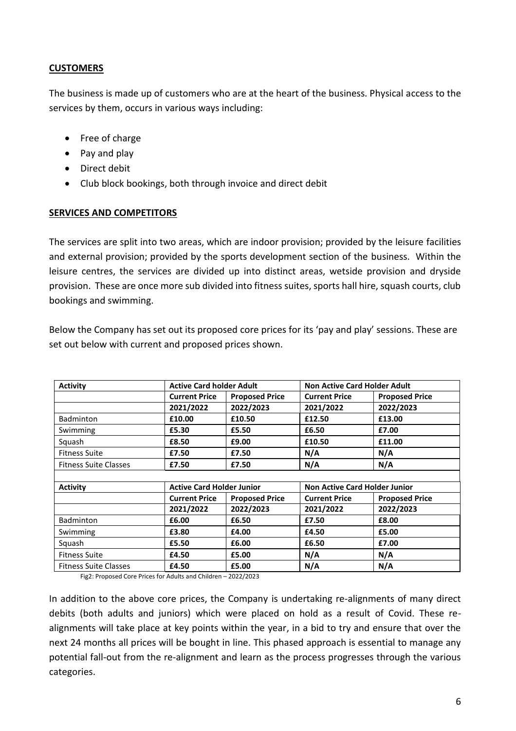## CUSTOMERS

The business is made up of customers who are at the heart of the business. Physical access to the services by them, occurs in various ways including:

- Free of charge
- Pay and play
- Direct debit
- Club block bookings, both through invoice and direct debit

## SERVICES AND COMPETITORS

The services are split into two areas, which are indoor provision; provided by the leisure facilities and external provision; provided by the sports development section of the business. Within the leisure centres, the services are divided up into distinct areas, wetside provision and dryside provision. These are once more sub divided into fitness suites, sports hall hire, squash courts, club bookings and swimming.

Below the Company has set out its proposed core prices for its 'pay and play' sessions. These are set out below with current and proposed prices shown.

| Activity | Active Card holder Adult | | Non Active Card Holder Adult | |
|---|---|---|---|---|
| | Current Price | Proposed Price | Current Price | Proposed Price |
| | 2021/2022 | 2022/2023 | 2021/2022 | 2022/2023 |
| Badminton | **£10.00** | **£10.50** | **£12.50** | **£13.00** |
| Swimming | **£5.30** | **£5.50** | **£6.50** | **£7.00** |
| Squash | **£8.50** | **£9.00** | **£10.50** | **£11.00** |
| Fitness Suite | **£7.50** | **£7.50** | **N/A** | **N/A** |
| Fitness Suite Classes | **£7.50** | **£7.50** | **N/A** | **N/A** |
| | | | | |
| **Activity** | **Active Card Holder Junior** | | **Non Active Card Holder Junior** | |
| | **Current Price** | **Proposed Price** | **Current Price** | **Proposed Price** |
| | **2021/2022** | **2022/2023** | **2021/2022** | **2022/2023** |
| Badminton | **£6.00** | **£6.50** | **£7.50** | **£8.00** |
| Swimming | **£3.80** | **£4.00** | **£4.50** | **£5.00** |
| Squash | **£5.50** | **£6.00** | **£6.50** | **£7.00** |
| Fitness Suite | **£4.50** | **£5.00** | **N/A** | **N/A** |
| Fitness Suite Classes | **£4.50** | **£5.00** | **N/A** | **N/A** |

Fig2: Proposed Core Prices for Adults and Children – 2022/2023

In addition to the above core prices, the Company is undertaking re-alignments of many direct debits (both adults and juniors) which were placed on hold as a result of Covid. These re-alignments will take place at key points within the year, in a bid to try and ensure that over the next 24 months all prices will be bought in line. This phased approach is essential to manage any potential fall-out from the re-alignment and learn as the process progresses through the various categories.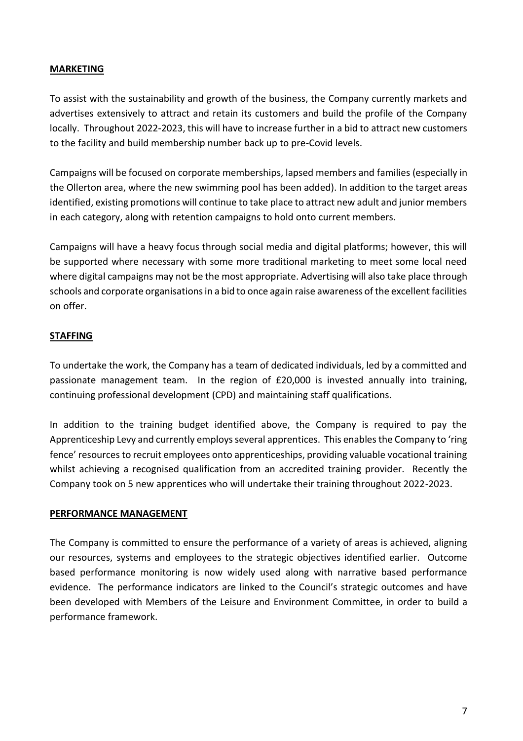## MARKETING

To assist with the sustainability and growth of the business, the Company currently markets and advertises extensively to attract and retain its customers and build the profile of the Company locally. Throughout 2022-2023, this will have to increase further in a bid to attract new customers to the facility and build membership number back up to pre-Covid levels.

Campaigns will be focused on corporate memberships, lapsed members and families (especially in the Ollerton area, where the new swimming pool has been added). In addition to the target areas identified, existing promotions will continue to take place to attract new adult and junior members in each category, along with retention campaigns to hold onto current members.

Campaigns will have a heavy focus through social media and digital platforms; however, this will be supported where necessary with some more traditional marketing to meet some local need where digital campaigns may not be the most appropriate. Advertising will also take place through schools and corporate organisations in a bid to once again raise awareness of the excellent facilities on offer.

## STAFFING

To undertake the work, the Company has a team of dedicated individuals, led by a committed and passionate management team. In the region of £20,000 is invested annually into training, continuing professional development (CPD) and maintaining staff qualifications.

In addition to the training budget identified above, the Company is required to pay the Apprenticeship Levy and currently employs several apprentices. This enables the Company to 'ring fence' resources to recruit employees onto apprenticeships, providing valuable vocational training whilst achieving a recognised qualification from an accredited training provider. Recently the Company took on 5 new apprentices who will undertake their training throughout 2022-2023.

## PERFORMANCE MANAGEMENT

The Company is committed to ensure the performance of a variety of areas is achieved, aligning our resources, systems and employees to the strategic objectives identified earlier. Outcome based performance monitoring is now widely used along with narrative based performance evidence. The performance indicators are linked to the Council's strategic outcomes and have been developed with Members of the Leisure and Environment Committee, in order to build a performance framework.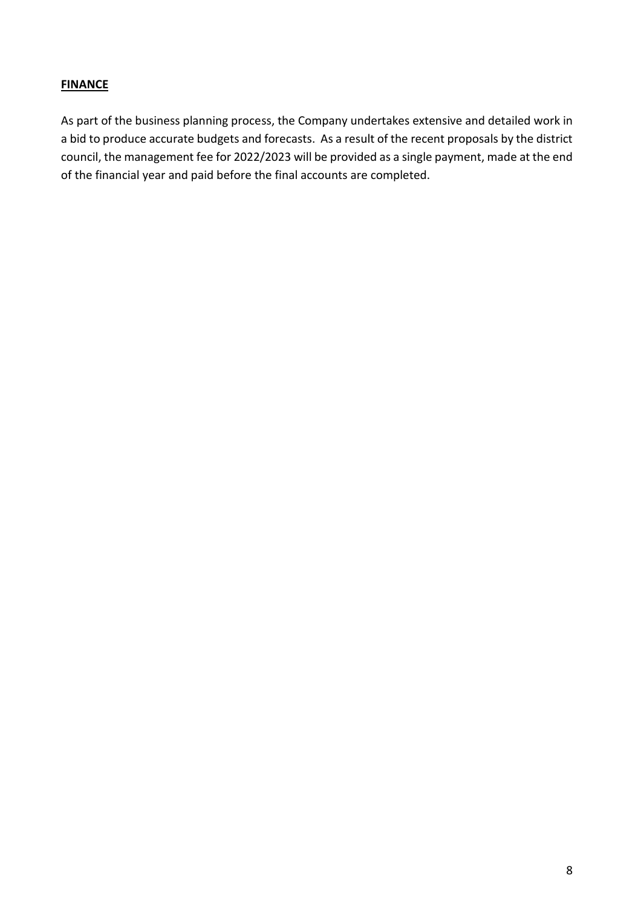**FINANCE**

As part of the business planning process, the Company undertakes extensive and detailed work in a bid to produce accurate budgets and forecasts. As a result of the recent proposals by the district council, the management fee for 2022/2023 will be provided as a single payment, made at the end of the financial year and paid before the final accounts are completed.